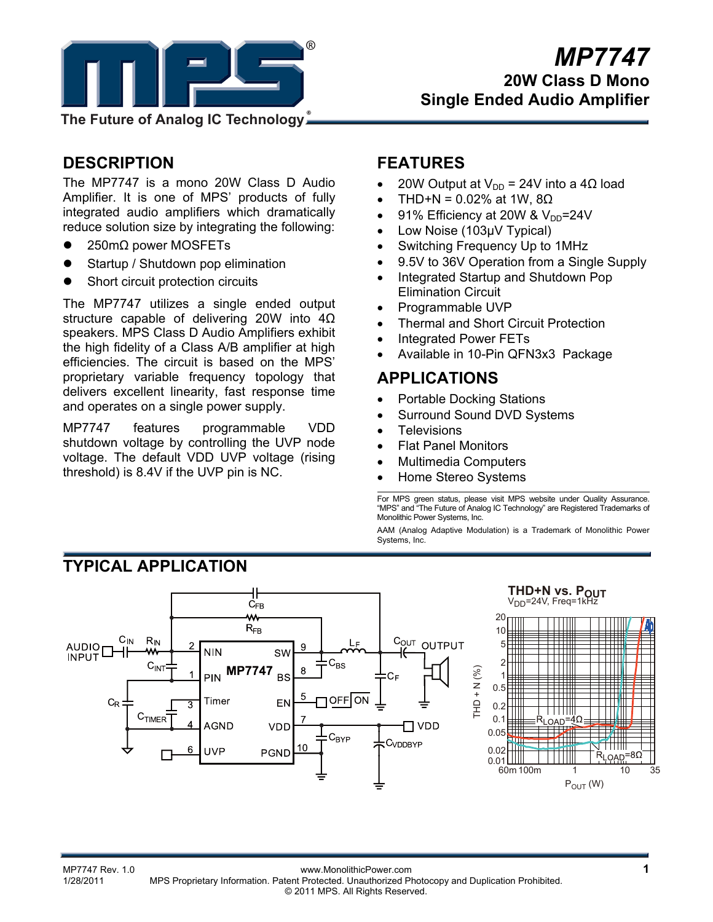# MP7747

## 20W Class D Mono Single Ended Audio Amplifier

The Future of Analog IC Technology

## DESCRIPTION

The MP7747 is a mono 20W Class D Audio Amplifier. It is one of MPS' products of fully integrated audio amplifiers which dramatically reduce solution size by integrating the following:

- 250mΩ power MOSFETs
- Startup / Shutdown pop elimination
- Short circuit protection circuits

The MP7747 utilizes a single ended output structure capable of delivering 20W into 4Ω speakers. MPS Class D Audio Amplifiers exhibit the high fidelity of a Class A/B amplifier at high efficiencies. The circuit is based on the MPS' proprietary variable frequency topology that delivers excellent linearity, fast response time and operates on a single power supply.

MP7747 features programmable VDD shutdown voltage by controlling the UVP node voltage. The default VDD UVP voltage (rising threshold) is 8.4V if the UVP pin is NC.

## FEATURES

- 20W Output at $V_{DD}$ = 24V into a 4Ω load
- THD+N = 0.02% at 1W, 8Ω
- 91% Efficiency at 20W & $V_{DD}$=24V
- Low Noise (103µV Typical)
- Switching Frequency Up to 1MHz
- 9.5V to 36V Operation from a Single Supply
- Integrated Startup and Shutdown Pop Elimination Circuit
- Programmable UVP
- Thermal and Short Circuit Protection
- Integrated Power FETs
- Available in 10-Pin QFN3x3 Package

## APPLICATIONS

- Portable Docking Stations
- Surround Sound DVD Systems
- Televisions
- Flat Panel Monitors
- Multimedia Computers
- Home Stereo Systems

For MPS green status, please visit MPS website under Quality Assurance. "MPS" and "The Future of Analog IC Technology" are Registered Trademarks of Monolithic Power Systems, Inc.

AAM (Analog Adaptive Modulation) is a Trademark of Monolithic Power Systems, Inc.

## TYPICAL APPLICATION

THD+N vs. $P_{OUT}$

$V_{DD}$=24V, Freq=1kHz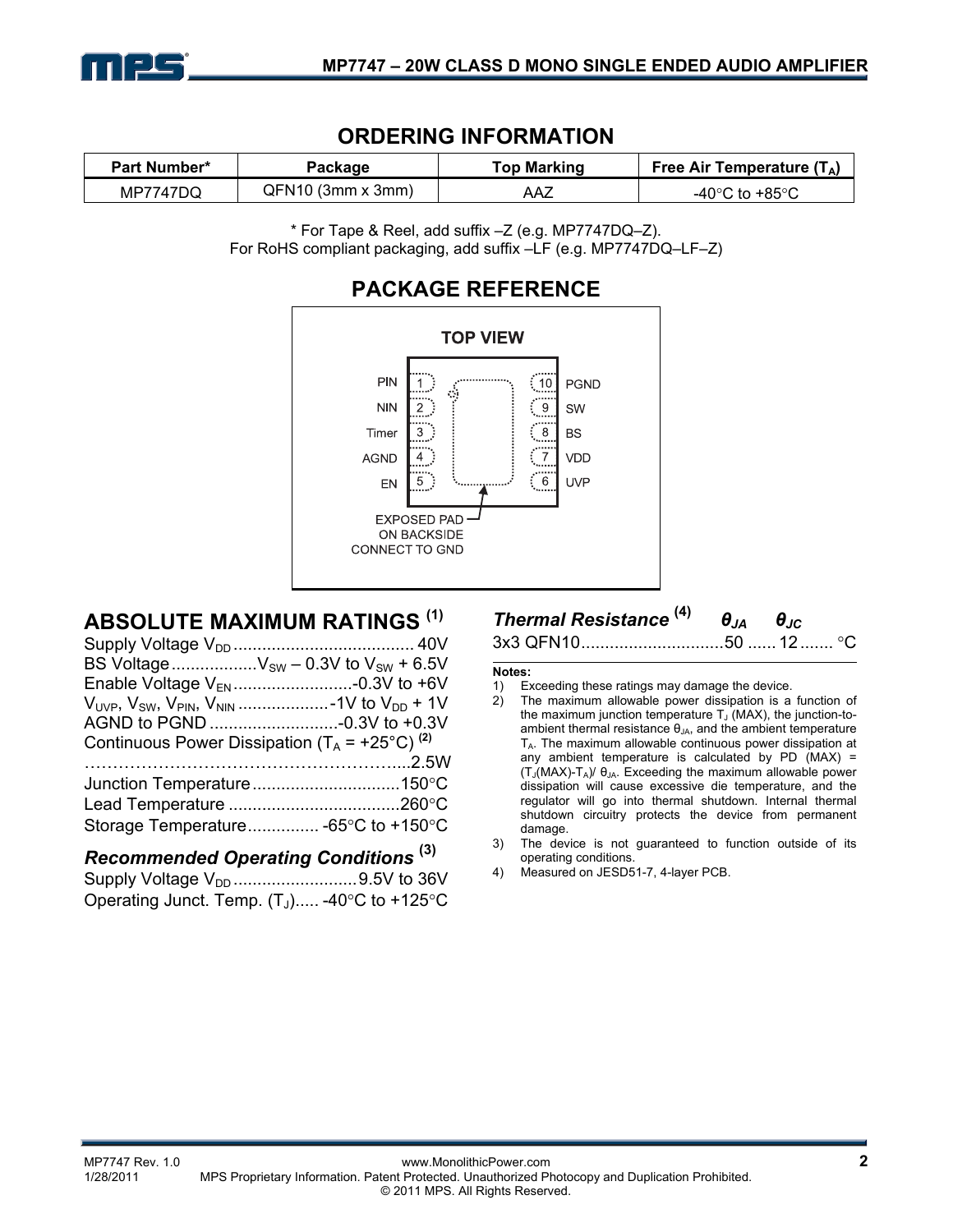## ORDERING INFORMATION

| Part Number* | Package | Top Marking | Free Air Temperature ($T_A$) |
|---|---|---|---|
| MP7747DQ | QFN10 (3mm x 3mm) | AAZ | -40°C to +85°C |

\* For Tape & Reel, add suffix –Z (e.g. MP7747DQ–Z).
For RoHS compliant packaging, add suffix –LF (e.g. MP7747DQ–LF–Z)

## PACKAGE REFERENCE

TOP VIEW

| Pin | Name | Pin | Name |
|---|---|---|---|
| 1 | PIN | 10 | PGND |
| 2 | NIN | 9 | SW |
| 3 | Timer | 8 | BS |
| 4 | AGND | 7 | VDD |
| 5 | EN | 6 | UVP |

EXPOSED PAD ON BACKSIDE CONNECT TO GND

## ABSOLUTE MAXIMUM RATINGS [1]

Supply Voltage $V_{DD}$ .................................... 40V
BS Voltage .................. $V_{SW}$ – 0.3V to $V_{SW}$ + 6.5V
Enable Voltage $V_{EN}$ .........................-0.3V to +6V
$V_{UVP}$, $V_{SW}$, $V_{PIN}$, $V_{NIN}$ ................... -1V to $V_{DD}$ + 1V
AGND to PGND ...........................-0.3V to +0.3V
Continuous Power Dissipation ($T_A$ = +25°C) [2] ...2.5W
Junction Temperature ...............................150°C
Lead Temperature ....................................260°C
Storage Temperature............... -65°C to +150°C

### *Recommended Operating Conditions* [3]

Supply Voltage $V_{DD}$ ..........................9.5V to 36V
Operating Junct. Temp. ($T_J$)..... -40°C to +125°C

### *Thermal Resistance* [4] *$\theta_{JA}$* *$\theta_{JC}$*

3x3 QFN10..............................50 ...... 12 ....... °C

**Notes:**

1) Exceeding these ratings may damage the device.
2) The maximum allowable power dissipation is a function of the maximum junction temperature $T_J$ (MAX), the junction-to-ambient thermal resistance $\theta_{JA}$, and the ambient temperature $T_A$. The maximum allowable continuous power dissipation at any ambient temperature is calculated by PD (MAX) = ($T_J$(MAX)-$T_A$)/ $\theta_{JA}$. Exceeding the maximum allowable power dissipation will cause excessive die temperature, and the regulator will go into thermal shutdown. Internal thermal shutdown circuitry protects the device from permanent damage.
3) The device is not guaranteed to function outside of its operating conditions.
4) Measured on JESD51-7, 4-layer PCB.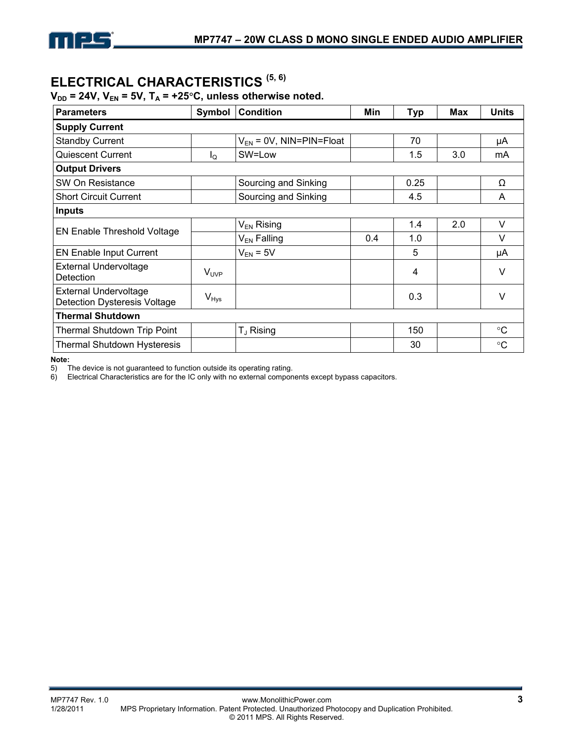## ELECTRICAL CHARACTERISTICS [5, 6]

**$V_{DD}$ = 24V, $V_{EN}$ = 5V, $T_A$ = +25°C, unless otherwise noted.**

| Parameters | Symbol | Condition | Min | Typ | Max | Units |
|---|---|---|---|---|---|---|
| **Supply Current** | | | | | | |
| Standby Current | | $V_{EN}$ = 0V, NIN=PIN=Float | | 70 | | µA |
| Quiescent Current | $I_Q$ | SW=Low | | 1.5 | 3.0 | mA |
| **Output Drivers** | | | | | | |
| SW On Resistance | | Sourcing and Sinking | | 0.25 | | Ω |
| Short Circuit Current | | Sourcing and Sinking | | 4.5 | | A |
| **Inputs** | | | | | | |
| EN Enable Threshold Voltage | | $V_{EN}$ Rising | | 1.4 | 2.0 | V |
| | | $V_{EN}$ Falling | 0.4 | 1.0 | | V |
| EN Enable Input Current | | $V_{EN}$ = 5V | | 5 | | µA |
| External Undervoltage Detection | $V_{UVP}$ | | | 4 | | V |
| External Undervoltage Detection Dysteresis Voltage | $V_{Hys}$ | | | 0.3 | | V |
| **Thermal Shutdown** | | | | | | |
| Thermal Shutdown Trip Point | | $T_J$ Rising | | 150 | | °C |
| Thermal Shutdown Hysteresis | | | | 30 | | °C |

**Note:**

5) The device is not guaranteed to function outside its operating rating.

6) Electrical Characteristics are for the IC only with no external components except bypass capacitors.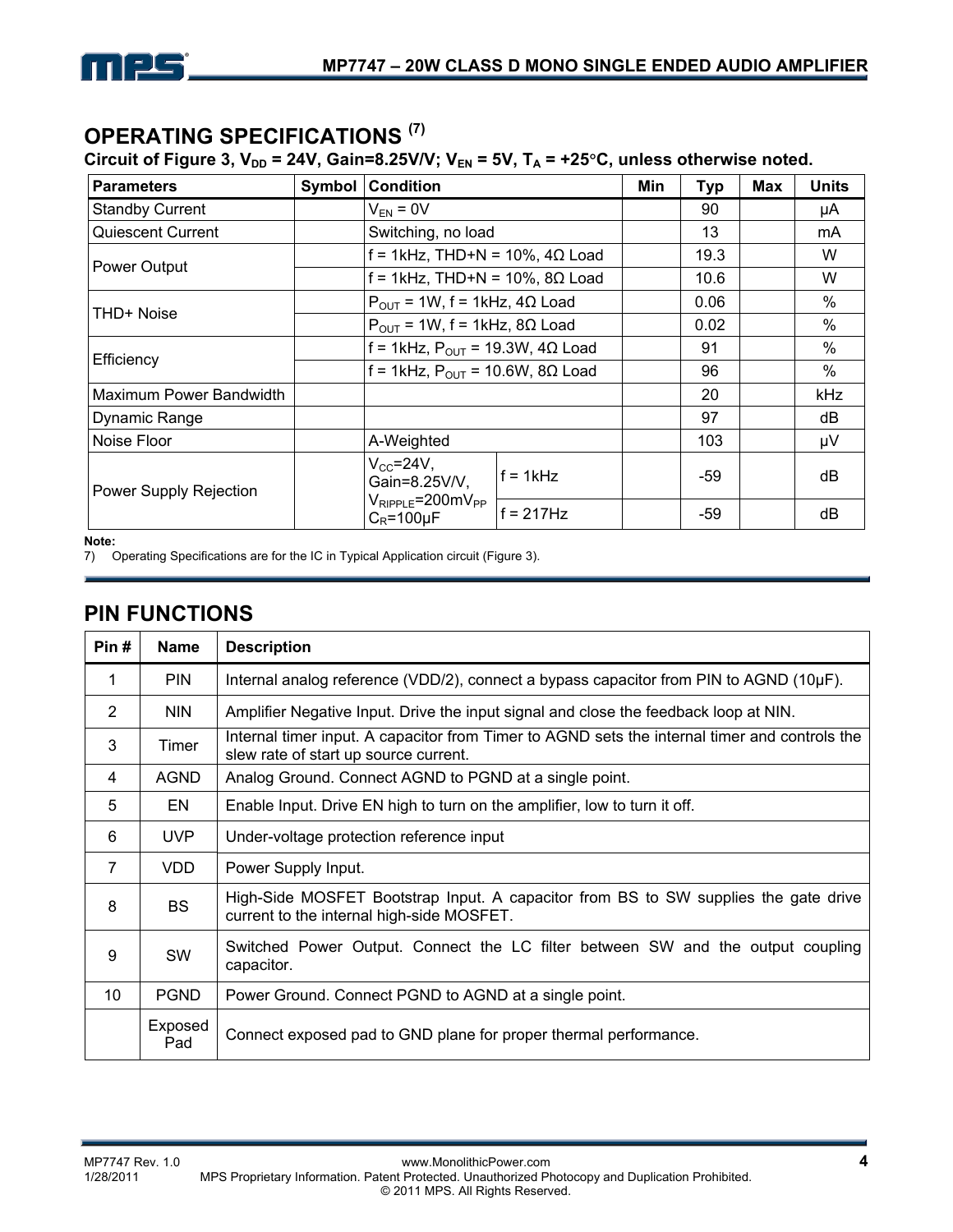## OPERATING SPECIFICATIONS [7]

**Circuit of Figure 3, $V_{DD}$ = 24V, Gain=8.25V/V; $V_{EN}$ = 5V, $T_A$ = +25°C, unless otherwise noted.**

| Parameters | Symbol | Condition | | Min | Typ | Max | Units |
|---|---|---|---|---|---|---|---|
| Standby Current | | $V_{EN}$ = 0V | | | 90 | | μA |
| Quiescent Current | | Switching, no load | | | 13 | | mA |
| Power Output | | f = 1kHz, THD+N = 10%, 4Ω Load | | | 19.3 | | W |
| | | f = 1kHz, THD+N = 10%, 8Ω Load | | | 10.6 | | W |
| THD+ Noise | | $P_{OUT}$ = 1W, f = 1kHz, 4Ω Load | | | 0.06 | | % |
| | | $P_{OUT}$ = 1W, f = 1kHz, 8Ω Load | | | 0.02 | | % |
| Efficiency | | f = 1kHz, $P_{OUT}$ = 19.3W, 4Ω Load | | | 91 | | % |
| | | f = 1kHz, $P_{OUT}$ = 10.6W, 8Ω Load | | | 96 | | % |
| Maximum Power Bandwidth | | | | | 20 | | kHz |
| Dynamic Range | | | | | 97 | | dB |
| Noise Floor | | A-Weighted | | | 103 | | μV |
| Power Supply Rejection | | $V_{CC}$=24V, Gain=8.25V/V, $V_{RIPPLE}$=200mV$_{PP}$ $C_R$=100μF | f = 1kHz | | -59 | | dB |
| | | | f = 217Hz | | -59 | | dB |

**Note:**

7) Operating Specifications are for the IC in Typical Application circuit (Figure 3).

## PIN FUNCTIONS

| Pin # | Name | Description |
|---|---|---|
| 1 | PIN | Internal analog reference (VDD/2), connect a bypass capacitor from PIN to AGND (10μF). |
| 2 | NIN | Amplifier Negative Input. Drive the input signal and close the feedback loop at NIN. |
| 3 | Timer | Internal timer input. A capacitor from Timer to AGND sets the internal timer and controls the slew rate of start up source current. |
| 4 | AGND | Analog Ground. Connect AGND to PGND at a single point. |
| 5 | EN | Enable Input. Drive EN high to turn on the amplifier, low to turn it off. |
| 6 | UVP | Under-voltage protection reference input |
| 7 | VDD | Power Supply Input. |
| 8 | BS | High-Side MOSFET Bootstrap Input. A capacitor from BS to SW supplies the gate drive current to the internal high-side MOSFET. |
| 9 | SW | Switched Power Output. Connect the LC filter between SW and the output coupling capacitor. |
| 10 | PGND | Power Ground. Connect PGND to AGND at a single point. |
| | Exposed Pad | Connect exposed pad to GND plane for proper thermal performance. |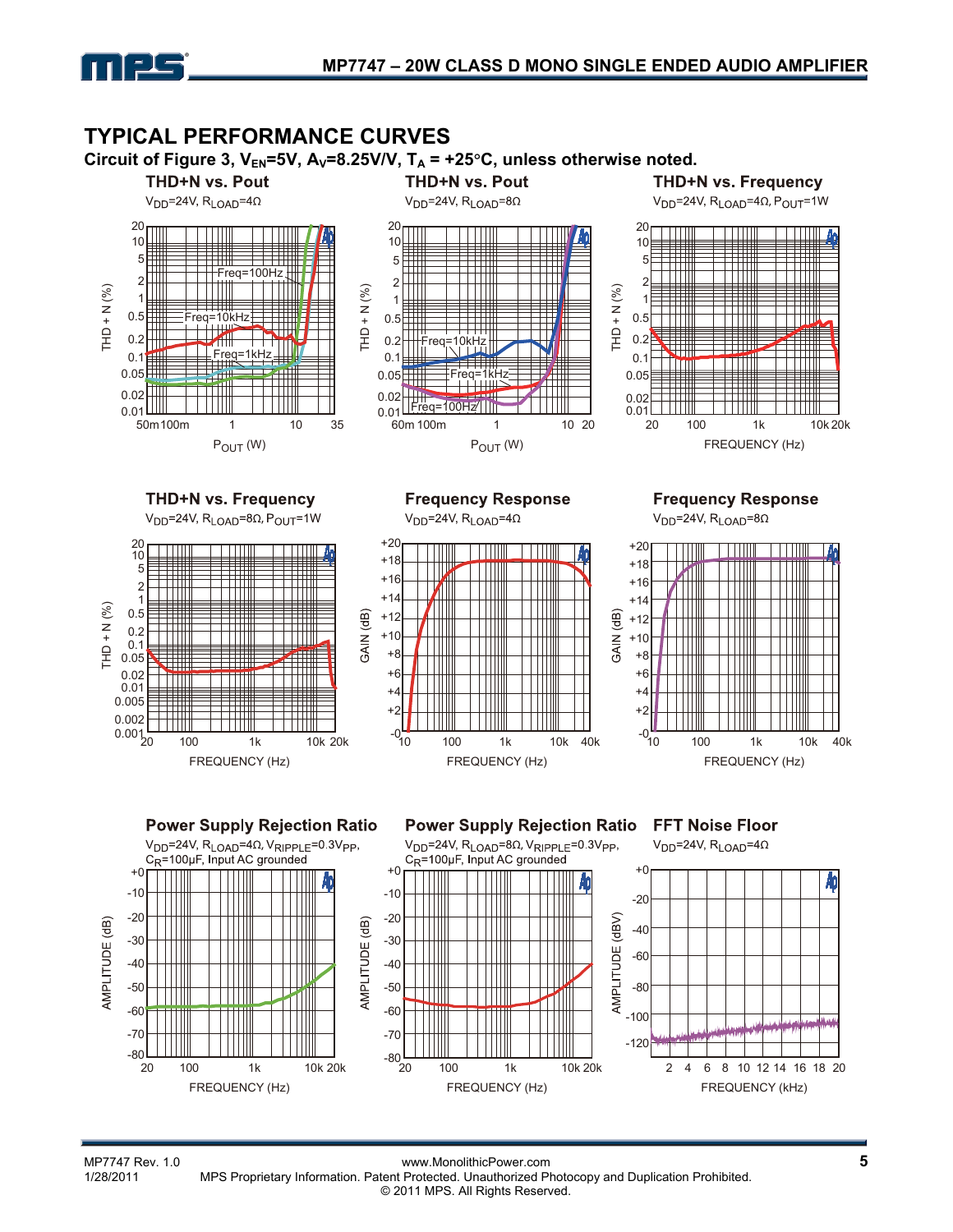## TYPICAL PERFORMANCE CURVES

**Circuit of Figure 3, $V_{EN}$=5V, $A_V$=8.25V/V, $T_A$ = +25°C, unless otherwise noted.**

**THD+N vs. Pout**

$V_{DD}$=24V, $R_{LOAD}$=4Ω

**THD+N vs. Pout**

$V_{DD}$=24V, $R_{LOAD}$=8Ω

**THD+N vs. Frequency**

$V_{DD}$=24V, $R_{LOAD}$=4Ω, $P_{OUT}$=1W

**THD+N vs. Frequency**

$V_{DD}$=24V, $R_{LOAD}$=8Ω, $P_{OUT}$=1W

**Frequency Response**

$V_{DD}$=24V, $R_{LOAD}$=4Ω

**Frequency Response**

$V_{DD}$=24V, $R_{LOAD}$=8Ω

**Power Supply Rejection Ratio**

$V_{DD}$=24V, $R_{LOAD}$=4Ω, $V_{RIPPLE}$=0.3$V_{PP}$, $C_R$=100μF, Input AC grounded

**Power Supply Rejection Ratio**

$V_{DD}$=24V, $R_{LOAD}$=8Ω, $V_{RIPPLE}$=0.3$V_{PP}$, $C_R$=100μF, Input AC grounded

**FFT Noise Floor**

$V_{DD}$=24V, $R_{LOAD}$=4Ω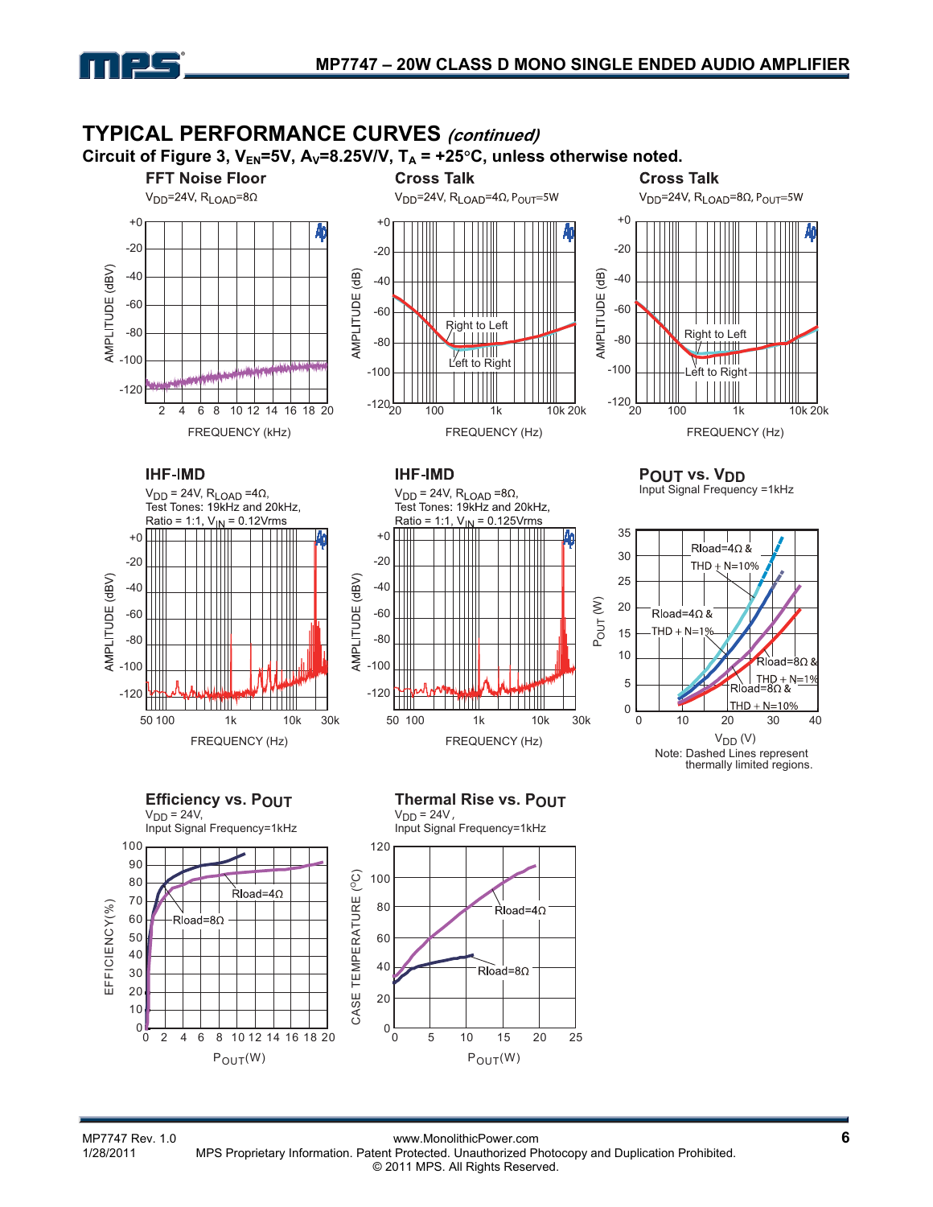## TYPICAL PERFORMANCE CURVES *(continued)*

**Circuit of Figure 3, $V_{EN}$=5V, $A_V$=8.25V/V, $T_A$ = +25°C, unless otherwise noted.**

**FFT Noise Floor**

$V_{DD}$=24V, $R_{LOAD}$=8Ω

**Cross Talk**

$V_{DD}$=24V, $R_{LOAD}$=4Ω, $P_{OUT}$=5W

**Cross Talk**

$V_{DD}$=24V, $R_{LOAD}$=8Ω, $P_{OUT}$=5W

**IHF-IMD**

$V_{DD}$ = 24V, $R_{LOAD}$ =4Ω,
Test Tones: 19kHz and 20kHz,
Ratio = 1:1, $V_{IN}$ = 0.12Vrms

**IHF-IMD**

$V_{DD}$ = 24V, $R_{LOAD}$ =8Ω,
Test Tones: 19kHz and 20kHz,
Ratio = 1:1, $V_{IN}$ = 0.125Vrms

**POUT vs. VDD**

Input Signal Frequency =1kHz

Note: Dashed Lines represent thermally limited regions.

**Efficiency vs. POUT**

$V_{DD}$ = 24V,
Input Signal Frequency=1kHz

**Thermal Rise vs. POUT**

$V_{DD}$ = 24V,
Input Signal Frequency=1kHz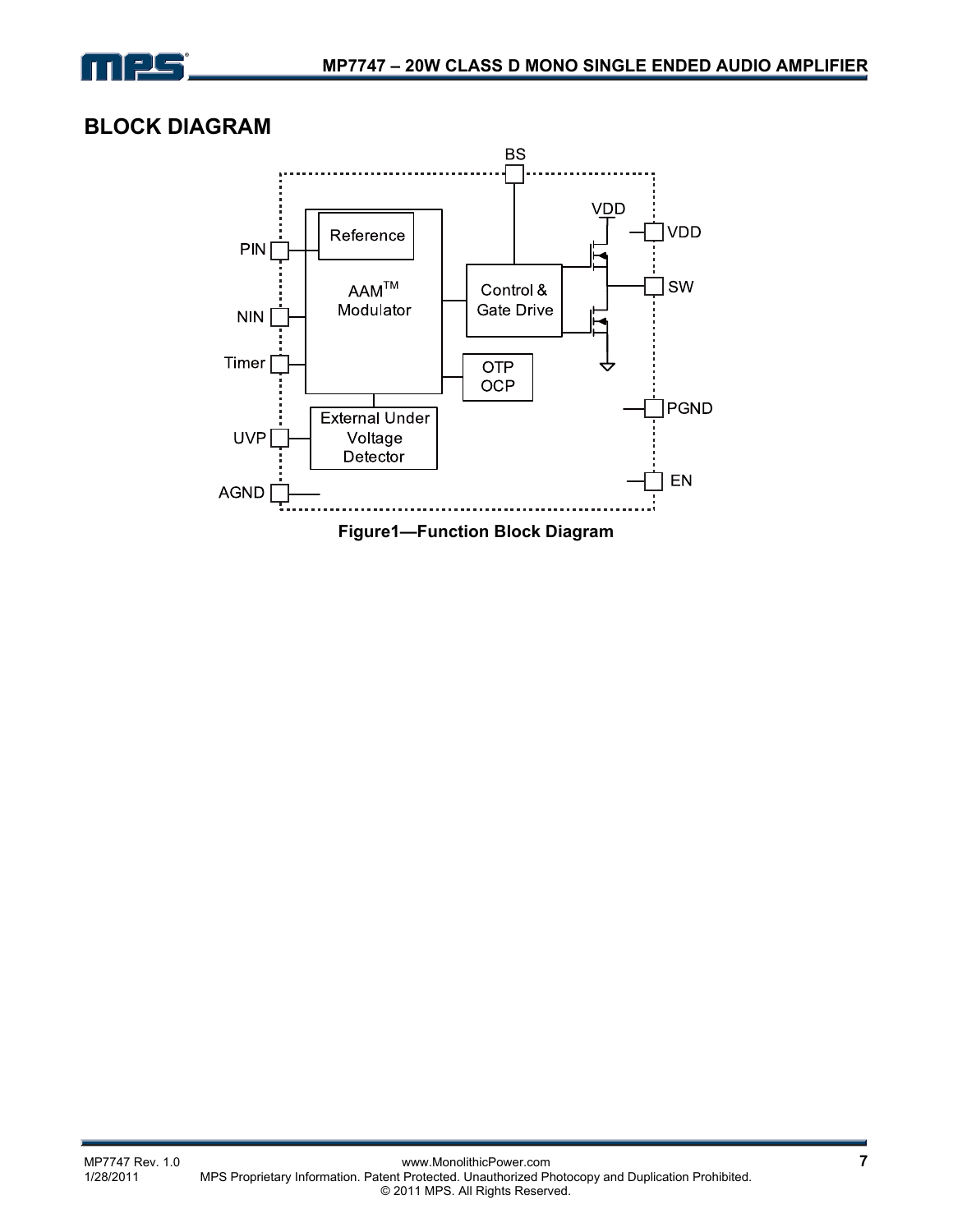## BLOCK DIAGRAM

Figure1—Function Block Diagram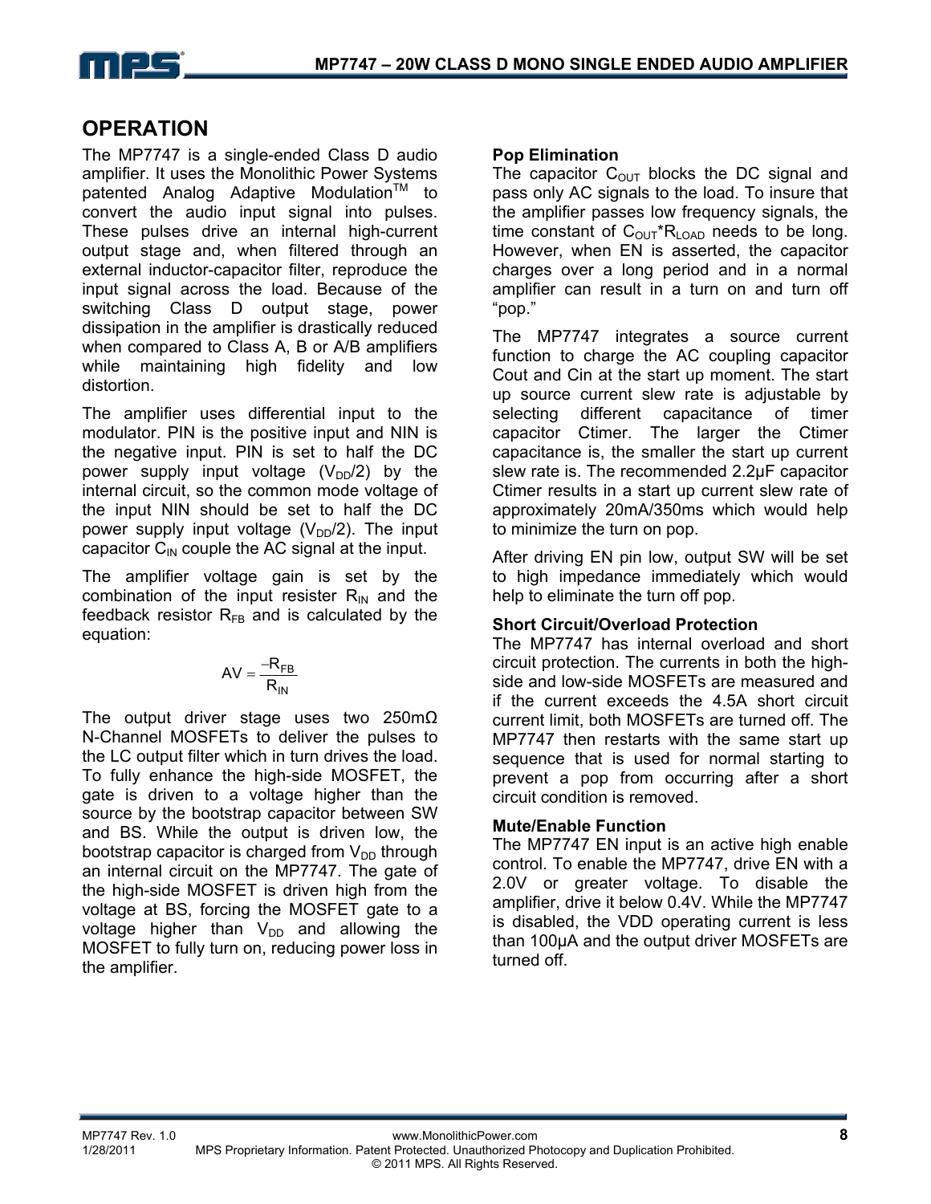## OPERATION

The MP7747 is a single-ended Class D audio amplifier. It uses the Monolithic Power Systems patented Analog Adaptive Modulation™ to convert the audio input signal into pulses. These pulses drive an internal high-current output stage and, when filtered through an external inductor-capacitor filter, reproduce the input signal across the load. Because of the switching Class D output stage, power dissipation in the amplifier is drastically reduced when compared to Class A, B or A/B amplifiers while maintaining high fidelity and low distortion.

The amplifier uses differential input to the modulator. PIN is the positive input and NIN is the negative input. PIN is set to half the DC power supply input voltage ($V_{DD}/2$) by the internal circuit, so the common mode voltage of the input NIN should be set to half the DC power supply input voltage ($V_{DD}/2$). The input capacitor $C_{IN}$ couple the AC signal at the input.

The amplifier voltage gain is set by the combination of the input resister $R_{IN}$ and the feedback resistor $R_{FB}$ and is calculated by the equation:

$$AV = \frac{-R_{FB}}{R_{IN}}$$

The output driver stage uses two 250mΩ N-Channel MOSFETs to deliver the pulses to the LC output filter which in turn drives the load. To fully enhance the high-side MOSFET, the gate is driven to a voltage higher than the source by the bootstrap capacitor between SW and BS. While the output is driven low, the bootstrap capacitor is charged from $V_{DD}$ through an internal circuit on the MP7747. The gate of the high-side MOSFET is driven high from the voltage at BS, forcing the MOSFET gate to a voltage higher than $V_{DD}$ and allowing the MOSFET to fully turn on, reducing power loss in the amplifier.

### Pop Elimination

The capacitor $C_{OUT}$ blocks the DC signal and pass only AC signals to the load. To insure that the amplifier passes low frequency signals, the time constant of $C_{OUT}*R_{LOAD}$ needs to be long. However, when EN is asserted, the capacitor charges over a long period and in a normal amplifier can result in a turn on and turn off "pop."

The MP7747 integrates a source current function to charge the AC coupling capacitor Cout and Cin at the start up moment. The start up source current slew rate is adjustable by selecting different capacitance of timer capacitor Ctimer. The larger the Ctimer capacitance is, the smaller the start up current slew rate is. The recommended 2.2µF capacitor Ctimer results in a start up current slew rate of approximately 20mA/350ms which would help to minimize the turn on pop.

After driving EN pin low, output SW will be set to high impedance immediately which would help to eliminate the turn off pop.

### Short Circuit/Overload Protection

The MP7747 has internal overload and short circuit protection. The currents in both the high-side and low-side MOSFETs are measured and if the current exceeds the 4.5A short circuit current limit, both MOSFETs are turned off. The MP7747 then restarts with the same start up sequence that is used for normal starting to prevent a pop from occurring after a short circuit condition is removed.

### Mute/Enable Function

The MP7747 EN input is an active high enable control. To enable the MP7747, drive EN with a 2.0V or greater voltage. To disable the amplifier, drive it below 0.4V. While the MP7747 is disabled, the VDD operating current is less than 100µA and the output driver MOSFETs are turned off.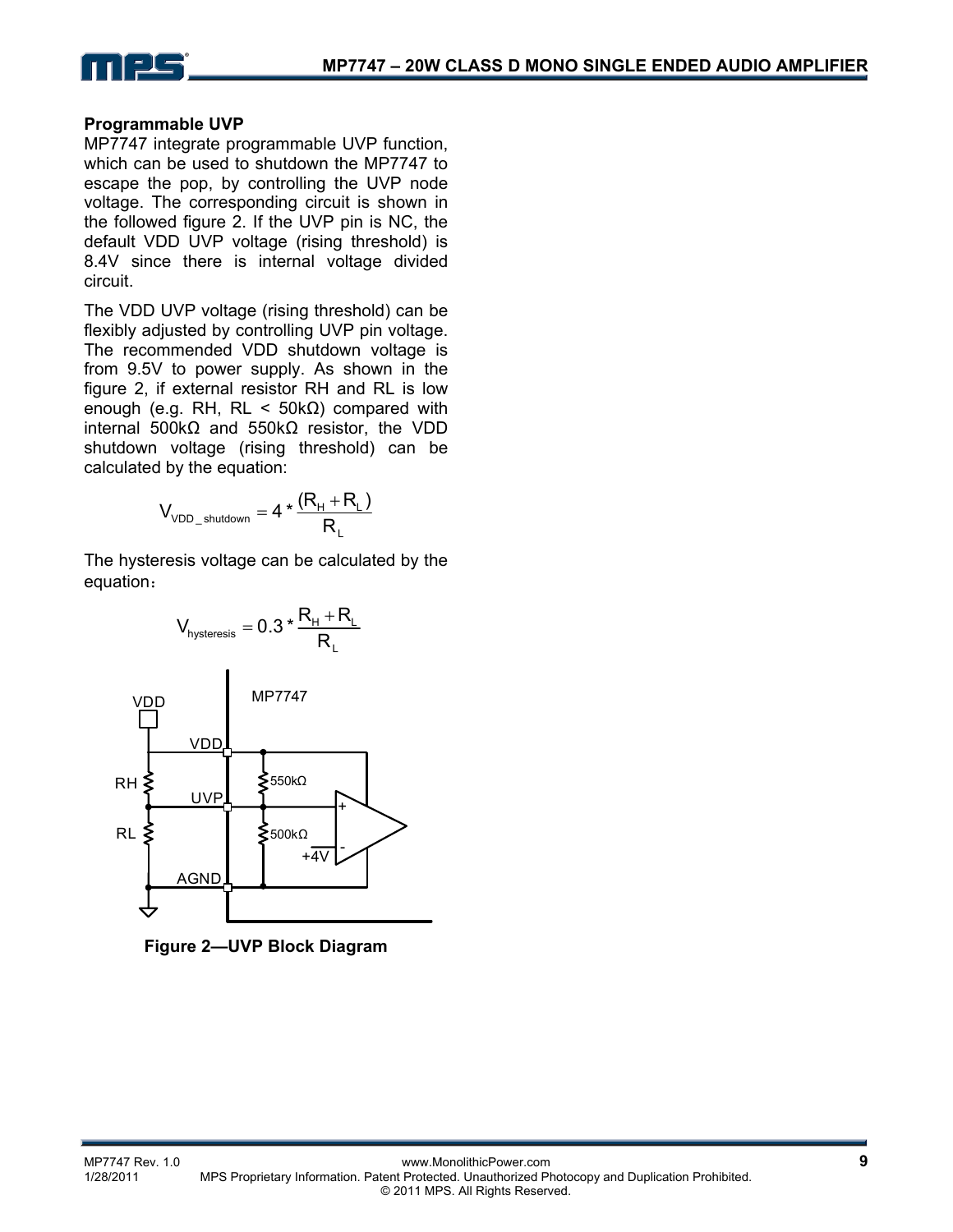### Programmable UVP

MP7747 integrate programmable UVP function, which can be used to shutdown the MP7747 to escape the pop, by controlling the UVP node voltage. The corresponding circuit is shown in the followed figure 2. If the UVP pin is NC, the default VDD UVP voltage (rising threshold) is 8.4V since there is internal voltage divided circuit.

The VDD UVP voltage (rising threshold) can be flexibly adjusted by controlling UVP pin voltage. The recommended VDD shutdown voltage is from 9.5V to power supply. As shown in the figure 2, if external resistor RH and RL is low enough (e.g. RH, RL < 50kΩ) compared with internal 500kΩ and 550kΩ resistor, the VDD shutdown voltage (rising threshold) can be calculated by the equation:

$$V_{VDD\_shutdown} = 4 * \frac{(R_H + R_L)}{R_L}$$

The hysteresis voltage can be calculated by the equation：

$$V_{hysteresis} = 0.3 * \frac{R_H + R_L}{R_L}$$

**Figure 2—UVP Block Diagram**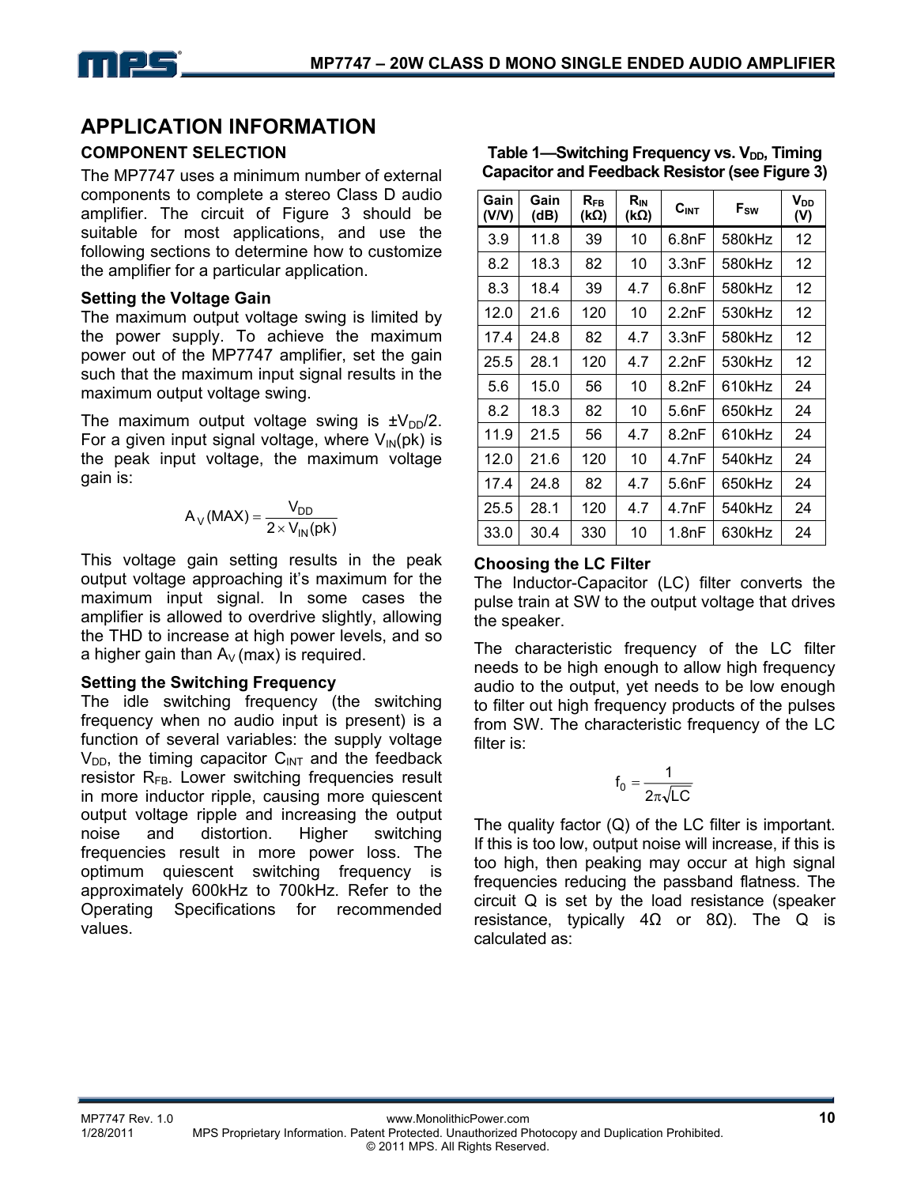## APPLICATION INFORMATION

### COMPONENT SELECTION

The MP7747 uses a minimum number of external components to complete a stereo Class D audio amplifier. The circuit of Figure 3 should be suitable for most applications, and use the following sections to determine how to customize the amplifier for a particular application.

#### Setting the Voltage Gain

The maximum output voltage swing is limited by the power supply. To achieve the maximum power out of the MP7747 amplifier, set the gain such that the maximum input signal results in the maximum output voltage swing.

The maximum output voltage swing is $\pm V_{DD}/2$. For a given input signal voltage, where $V_{IN}(pk)$ is the peak input voltage, the maximum voltage gain is:

$$A_V(MAX) = \frac{V_{DD}}{2 \times V_{IN}(pk)}$$

This voltage gain setting results in the peak output voltage approaching it's maximum for the maximum input signal. In some cases the amplifier is allowed to overdrive slightly, allowing the THD to increase at high power levels, and so a higher gain than $A_V$(max) is required.

#### Setting the Switching Frequency

The idle switching frequency (the switching frequency when no audio input is present) is a function of several variables: the supply voltage $V_{DD}$, the timing capacitor $C_{INT}$ and the feedback resistor $R_{FB}$. Lower switching frequencies result in more inductor ripple, causing more quiescent output voltage ripple and increasing the output noise and distortion. Higher switching frequencies result in more power loss. The optimum quiescent switching frequency is approximately 600kHz to 700kHz. Refer to the Operating Specifications for recommended values.

**Table 1—Switching Frequency vs. $V_{DD}$, Timing Capacitor and Feedback Resistor (see Figure 3)**

| Gain (V/V) | Gain (dB) | $R_{FB}$ (kΩ) | $R_{IN}$ (kΩ) | $C_{INT}$ | $F_{SW}$ | $V_{DD}$ (V) |
|---|---|---|---|---|---|---|
| 3.9 | 11.8 | 39 | 10 | 6.8nF | 580kHz | 12 |
| 8.2 | 18.3 | 82 | 10 | 3.3nF | 580kHz | 12 |
| 8.3 | 18.4 | 39 | 4.7 | 6.8nF | 580kHz | 12 |
| 12.0 | 21.6 | 120 | 10 | 2.2nF | 530kHz | 12 |
| 17.4 | 24.8 | 82 | 4.7 | 3.3nF | 580kHz | 12 |
| 25.5 | 28.1 | 120 | 4.7 | 2.2nF | 530kHz | 12 |
| 5.6 | 15.0 | 56 | 10 | 8.2nF | 610kHz | 24 |
| 8.2 | 18.3 | 82 | 10 | 5.6nF | 650kHz | 24 |
| 11.9 | 21.5 | 56 | 4.7 | 8.2nF | 610kHz | 24 |
| 12.0 | 21.6 | 120 | 10 | 4.7nF | 540kHz | 24 |
| 17.4 | 24.8 | 82 | 4.7 | 5.6nF | 650kHz | 24 |
| 25.5 | 28.1 | 120 | 4.7 | 4.7nF | 540kHz | 24 |
| 33.0 | 30.4 | 330 | 10 | 1.8nF | 630kHz | 24 |

#### Choosing the LC Filter

The Inductor-Capacitor (LC) filter converts the pulse train at SW to the output voltage that drives the speaker.

The characteristic frequency of the LC filter needs to be high enough to allow high frequency audio to the output, yet needs to be low enough to filter out high frequency products of the pulses from SW. The characteristic frequency of the LC filter is:

$$f_0 = \frac{1}{2\pi\sqrt{LC}}$$

The quality factor (Q) of the LC filter is important. If this is too low, output noise will increase, if this is too high, then peaking may occur at high signal frequencies reducing the passband flatness. The circuit Q is set by the load resistance (speaker resistance, typically 4Ω or 8Ω). The Q is calculated as: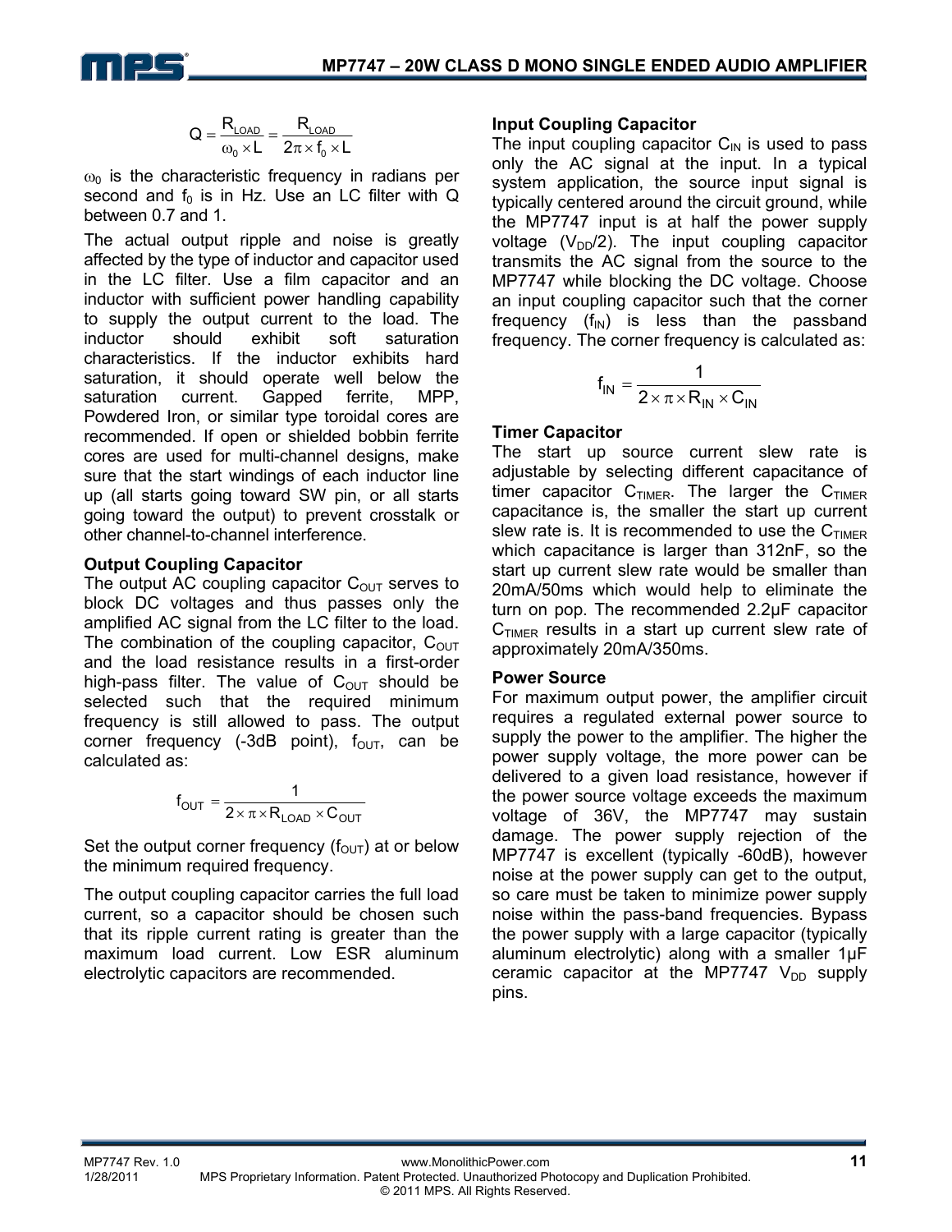$$Q = \frac{R_{LOAD}}{\omega_0 \times L} = \frac{R_{LOAD}}{2\pi \times f_0 \times L}$$

$\omega_0$ is the characteristic frequency in radians per second and $f_0$ is in Hz. Use an LC filter with Q between 0.7 and 1.

The actual output ripple and noise is greatly affected by the type of inductor and capacitor used in the LC filter. Use a film capacitor and an inductor with sufficient power handling capability to supply the output current to the load. The inductor should exhibit soft saturation characteristics. If the inductor exhibits hard saturation, it should operate well below the saturation current. Gapped ferrite, MPP, Powdered Iron, or similar type toroidal cores are recommended. If open or shielded bobbin ferrite cores are used for multi-channel designs, make sure that the start windings of each inductor line up (all starts going toward SW pin, or all starts going toward the output) to prevent crosstalk or other channel-to-channel interference.

**Output Coupling Capacitor**

The output AC coupling capacitor $C_{OUT}$ serves to block DC voltages and thus passes only the amplified AC signal from the LC filter to the load. The combination of the coupling capacitor, $C_{OUT}$ and the load resistance results in a first-order high-pass filter. The value of $C_{OUT}$ should be selected such that the required minimum frequency is still allowed to pass. The output corner frequency (-3dB point), $f_{OUT}$, can be calculated as:

$$f_{OUT} = \frac{1}{2 \times \pi \times R_{LOAD} \times C_{OUT}}$$

Set the output corner frequency ($f_{OUT}$) at or below the minimum required frequency.

The output coupling capacitor carries the full load current, so a capacitor should be chosen such that its ripple current rating is greater than the maximum load current. Low ESR aluminum electrolytic capacitors are recommended.

**Input Coupling Capacitor**

The input coupling capacitor $C_{IN}$ is used to pass only the AC signal at the input. In a typical system application, the source input signal is typically centered around the circuit ground, while the MP7747 input is at half the power supply voltage ($V_{DD}/2$). The input coupling capacitor transmits the AC signal from the source to the MP7747 while blocking the DC voltage. Choose an input coupling capacitor such that the corner frequency ($f_{IN}$) is less than the passband frequency. The corner frequency is calculated as:

$$f_{IN} = \frac{1}{2 \times \pi \times R_{IN} \times C_{IN}}$$

**Timer Capacitor**

The start up source current slew rate is adjustable by selecting different capacitance of timer capacitor $C_{TIMER}$. The larger the $C_{TIMER}$ capacitance is, the smaller the start up current slew rate is. It is recommended to use the $C_{TIMER}$ which capacitance is larger than 312nF, so the start up current slew rate would be smaller than 20mA/50ms which would help to eliminate the turn on pop. The recommended 2.2µF capacitor $C_{TIMER}$ results in a start up current slew rate of approximately 20mA/350ms.

**Power Source**

For maximum output power, the amplifier circuit requires a regulated external power source to supply the power to the amplifier. The higher the power supply voltage, the more power can be delivered to a given load resistance, however if the power source voltage exceeds the maximum voltage of 36V, the MP7747 may sustain damage. The power supply rejection of the MP7747 is excellent (typically -60dB), however noise at the power supply can get to the output, so care must be taken to minimize power supply noise within the pass-band frequencies. Bypass the power supply with a large capacitor (typically aluminum electrolytic) along with a smaller 1µF ceramic capacitor at the MP7747 $V_{DD}$ supply pins.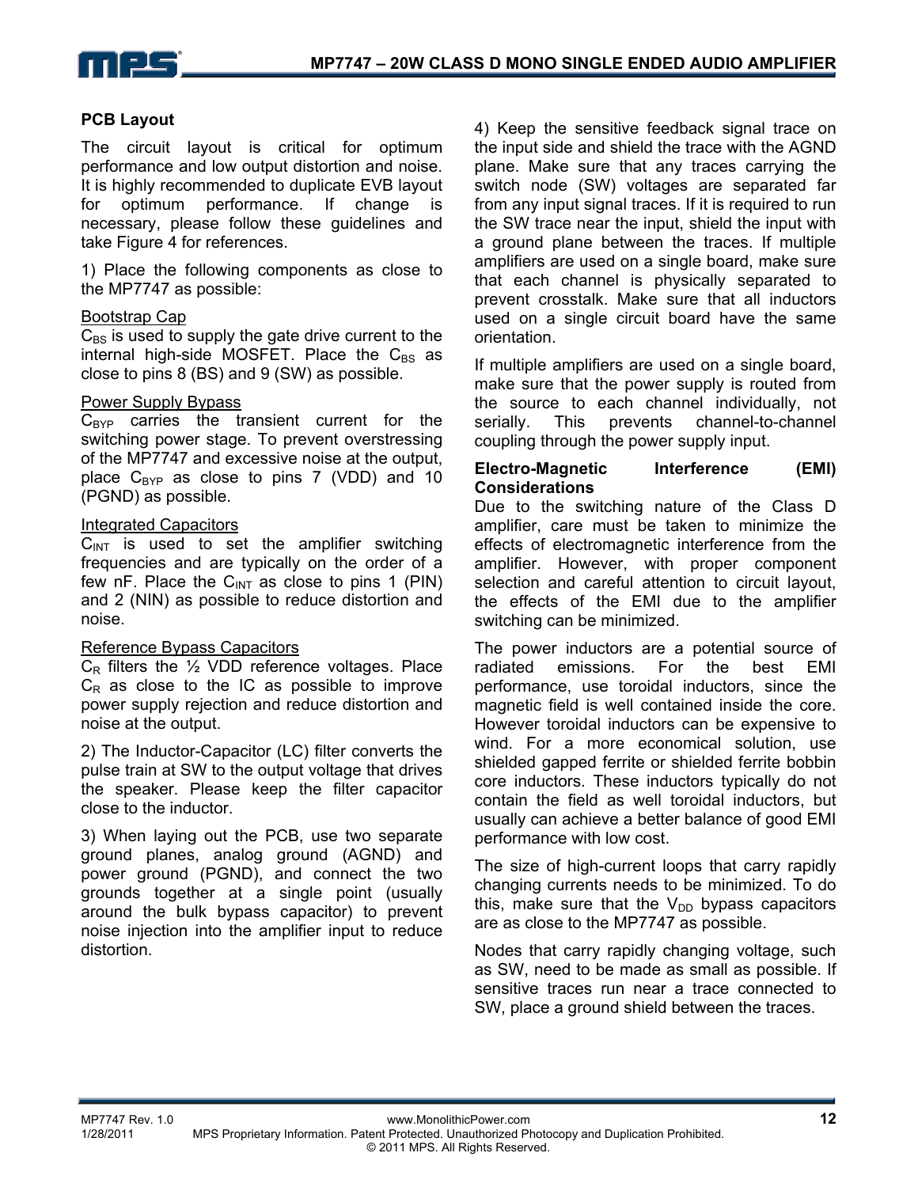## PCB Layout

The circuit layout is critical for optimum performance and low output distortion and noise. It is highly recommended to duplicate EVB layout for optimum performance. If change is necessary, please follow these guidelines and take Figure 4 for references.

1) Place the following components as close to the MP7747 as possible:

Bootstrap Cap
$C_{BS}$ is used to supply the gate drive current to the internal high-side MOSFET. Place the $C_{BS}$ as close to pins 8 (BS) and 9 (SW) as possible.

Power Supply Bypass
$C_{BYP}$ carries the transient current for the switching power stage. To prevent overstressing of the MP7747 and excessive noise at the output, place $C_{BYP}$ as close to pins 7 (VDD) and 10 (PGND) as possible.

Integrated Capacitors
$C_{INT}$ is used to set the amplifier switching frequencies and are typically on the order of a few nF. Place the $C_{INT}$ as close to pins 1 (PIN) and 2 (NIN) as possible to reduce distortion and noise.

Reference Bypass Capacitors
$C_R$ filters the ½ VDD reference voltages. Place $C_R$ as close to the IC as possible to improve power supply rejection and reduce distortion and noise at the output.

2) The Inductor-Capacitor (LC) filter converts the pulse train at SW to the output voltage that drives the speaker. Please keep the filter capacitor close to the inductor.

3) When laying out the PCB, use two separate ground planes, analog ground (AGND) and power ground (PGND), and connect the two grounds together at a single point (usually around the bulk bypass capacitor) to prevent noise injection into the amplifier input to reduce distortion.

4) Keep the sensitive feedback signal trace on the input side and shield the trace with the AGND plane. Make sure that any traces carrying the switch node (SW) voltages are separated far from any input signal traces. If it is required to run the SW trace near the input, shield the input with a ground plane between the traces. If multiple amplifiers are used on a single board, make sure that each channel is physically separated to prevent crosstalk. Make sure that all inductors used on a single circuit board have the same orientation.

If multiple amplifiers are used on a single board, make sure that the power supply is routed from the source to each channel individually, not serially. This prevents channel-to-channel coupling through the power supply input.

**Electro-Magnetic Interference (EMI) Considerations**

Due to the switching nature of the Class D amplifier, care must be taken to minimize the effects of electromagnetic interference from the amplifier. However, with proper component selection and careful attention to circuit layout, the effects of the EMI due to the amplifier switching can be minimized.

The power inductors are a potential source of radiated emissions. For the best EMI performance, use toroidal inductors, since the magnetic field is well contained inside the core. However toroidal inductors can be expensive to wind. For a more economical solution, use shielded gapped ferrite or shielded ferrite bobbin core inductors. These inductors typically do not contain the field as well toroidal inductors, but usually can achieve a better balance of good EMI performance with low cost.

The size of high-current loops that carry rapidly changing currents needs to be minimized. To do this, make sure that the $V_{DD}$ bypass capacitors are as close to the MP7747 as possible.

Nodes that carry rapidly changing voltage, such as SW, need to be made as small as possible. If sensitive traces run near a trace connected to SW, place a ground shield between the traces.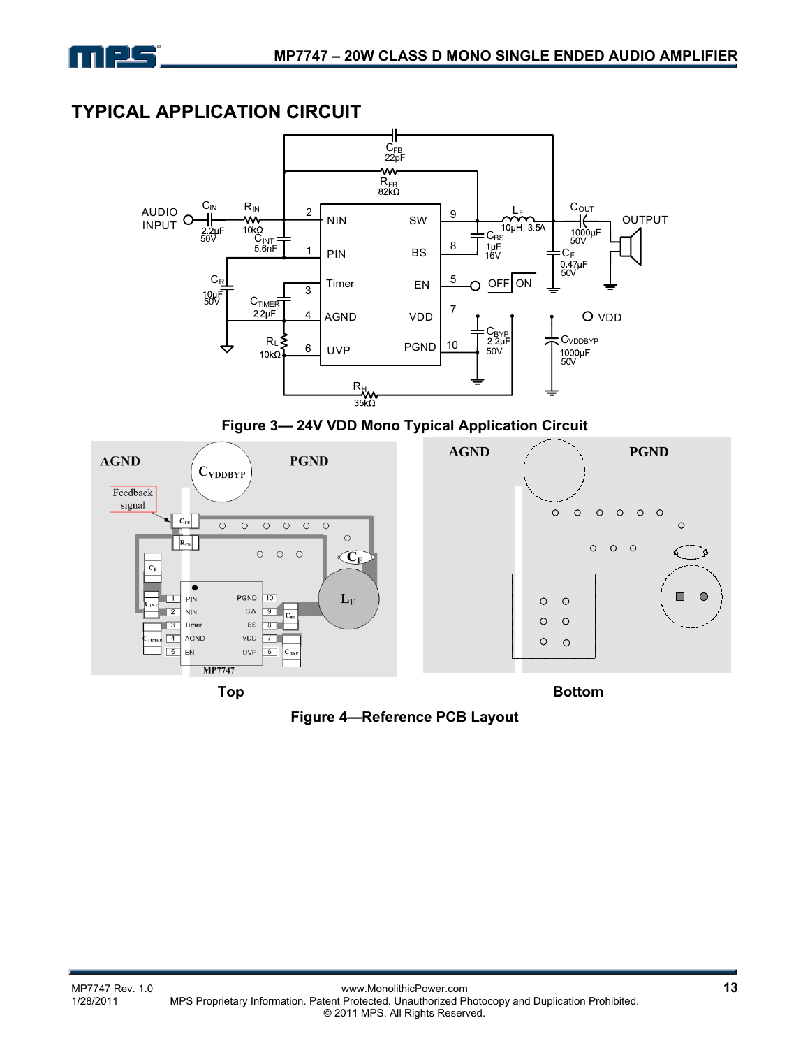## TYPICAL APPLICATION CIRCUIT

Figure 3— 24V VDD Mono Typical Application Circuit

Top

Bottom

Figure 4—Reference PCB Layout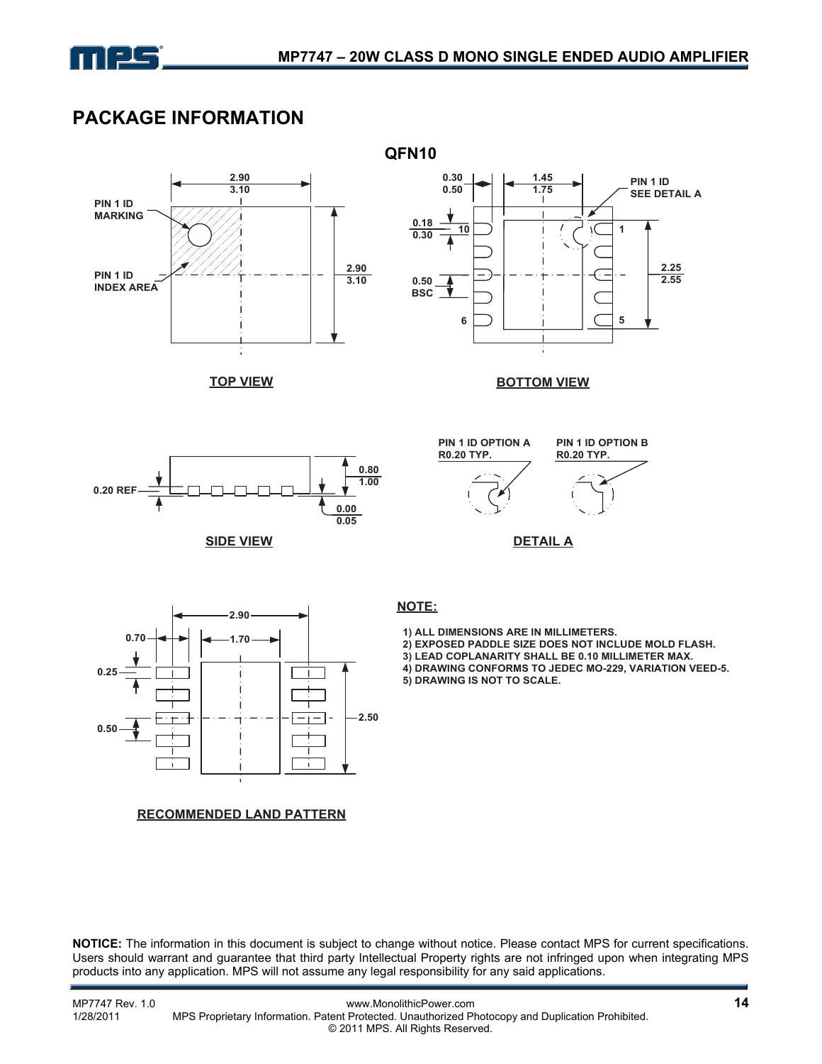## PACKAGE INFORMATION

**QFN10**

TOP VIEW

PIN 1 ID MARKING

PIN 1 ID INDEX AREA

2.90
3.10

2.90
3.10

BOTTOM VIEW

0.30
0.50

1.45
1.75

PIN 1 ID SEE DETAIL A

0.18
0.30

0.50 BSC

2.25
2.55

10 1 6 5

SIDE VIEW

0.20 REF

0.80
1.00

0.00
0.05

DETAIL A

PIN 1 ID OPTION A R0.20 TYP.

PIN 1 ID OPTION B R0.20 TYP.

RECOMMENDED LAND PATTERN

2.90

0.70

1.70

0.25

0.50

2.50

**NOTE:**

1) ALL DIMENSIONS ARE IN MILLIMETERS.
2) EXPOSED PADDLE SIZE DOES NOT INCLUDE MOLD FLASH.
3) LEAD COPLANARITY SHALL BE 0.10 MILLIMETER MAX.
4) DRAWING CONFORMS TO JEDEC MO-229, VARIATION VEED-5.
5) DRAWING IS NOT TO SCALE.

**NOTICE:** The information in this document is subject to change without notice. Please contact MPS for current specifications. Users should warrant and guarantee that third party Intellectual Property rights are not infringed upon when integrating MPS products into any application. MPS will not assume any legal responsibility for any said applications.